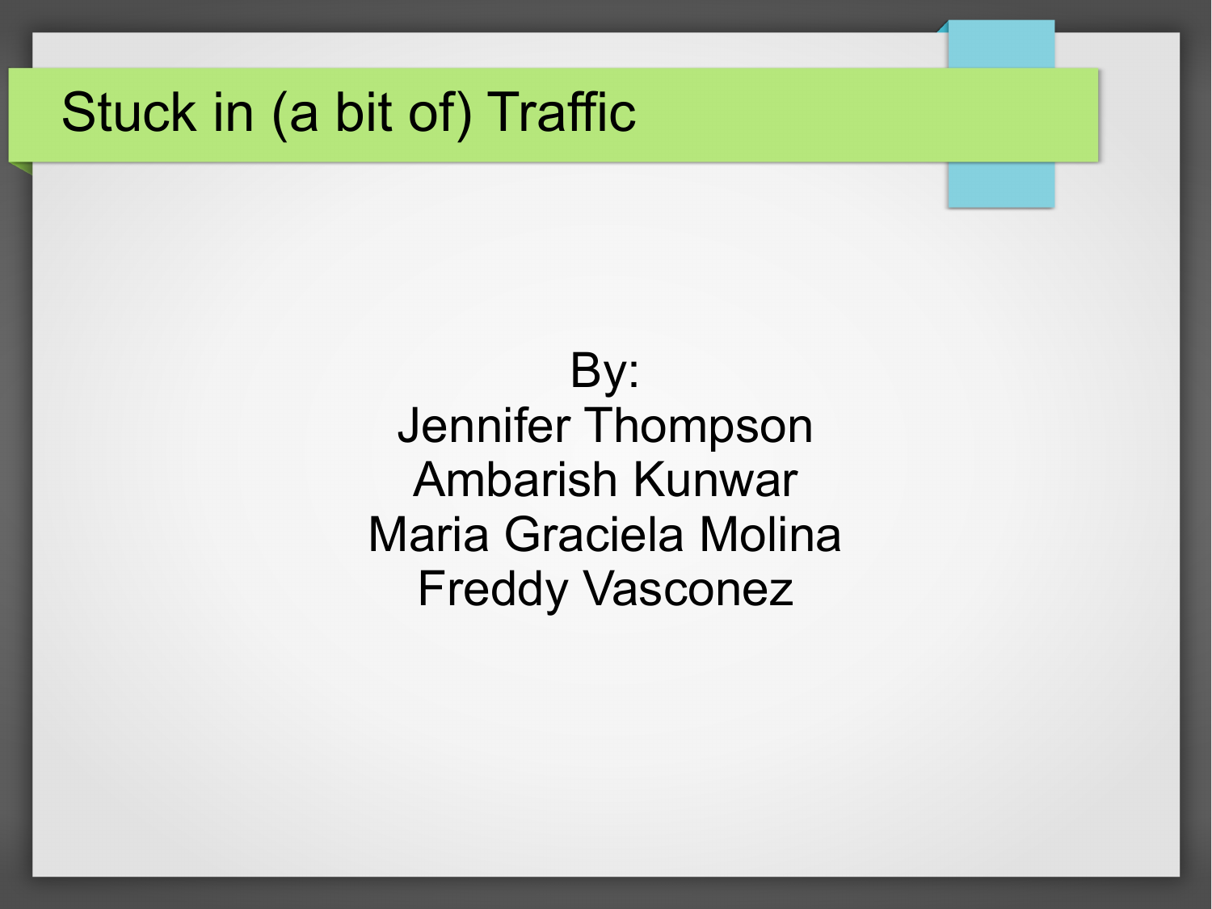# Stuck in (a bit of) Traffic

By:
Jennifer Thompson
Ambarish Kunwar
Maria Graciela Molina
Freddy Vasconez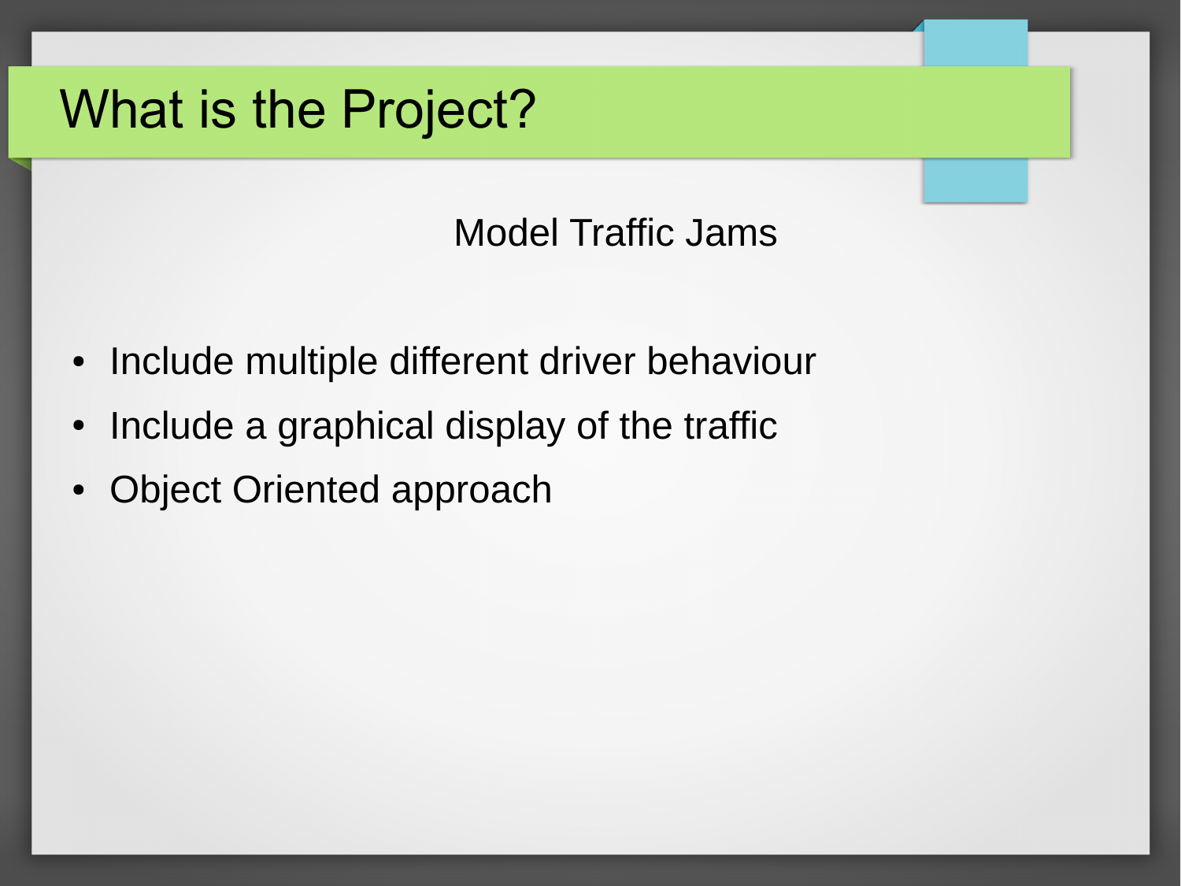# What is the Project?

Model Traffic Jams

- Include multiple different driver behaviour
- Include a graphical display of the traffic
- Object Oriented approach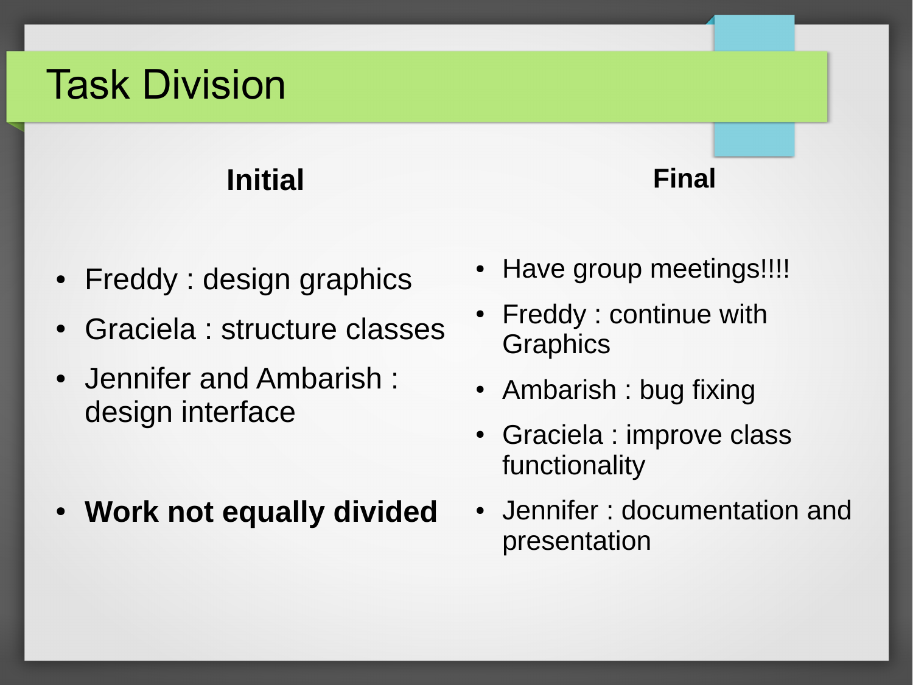# Task Division

## Initial

- Freddy : design graphics
- Graciela : structure classes
- Jennifer and Ambarish : design interface

- **Work not equally divided**

## Final

- Have group meetings!!!!
- Freddy : continue with Graphics
- Ambarish : bug fixing
- Graciela : improve class functionality
- Jennifer : documentation and presentation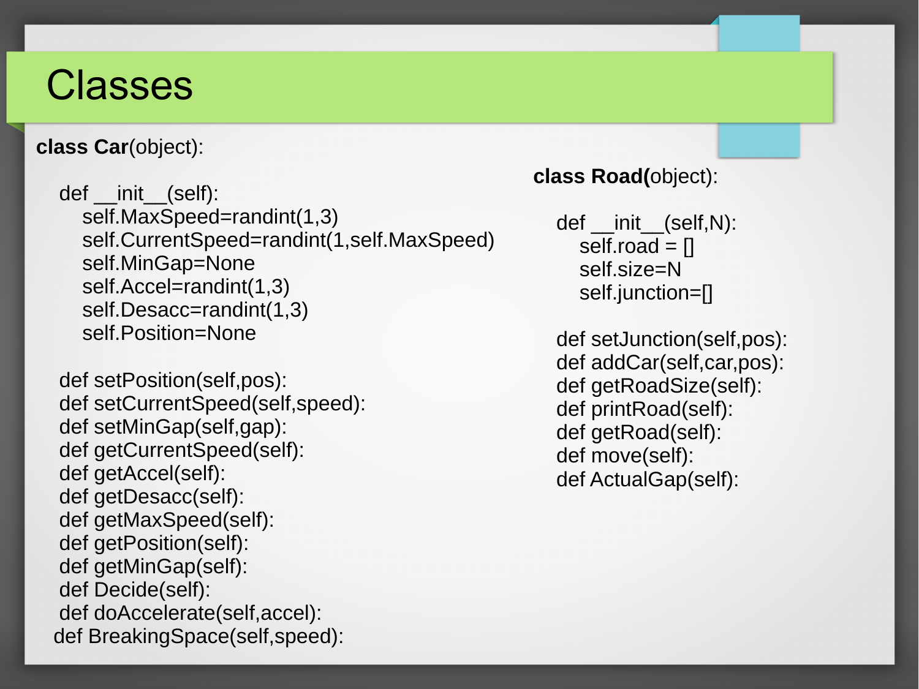# Classes

```
class Car(object):

    def __init__(self):
        self.MaxSpeed=randint(1,3)
        self.CurrentSpeed=randint(1,self.MaxSpeed)
        self.MinGap=None
        self.Accel=randint(1,3)
        self.Desacc=randint(1,3)
        self.Position=None

    def setPosition(self,pos):
    def setCurrentSpeed(self,speed):
    def setMinGap(self,gap):
    def getCurrentSpeed(self):
    def getAccel(self):
    def getDesacc(self):
    def getMaxSpeed(self):
    def getPosition(self):
    def getMinGap(self):
    def Decide(self):
    def doAccelerate(self,accel):
    def BreakingSpace(self,speed):
```

```
class Road(object):

    def __init__(self,N):
        self.road = []
        self.size=N
        self.junction=[]

    def setJunction(self,pos):
    def addCar(self,car,pos):
    def getRoadSize(self):
    def printRoad(self):
    def getRoad(self):
    def move(self):
    def ActualGap(self):
```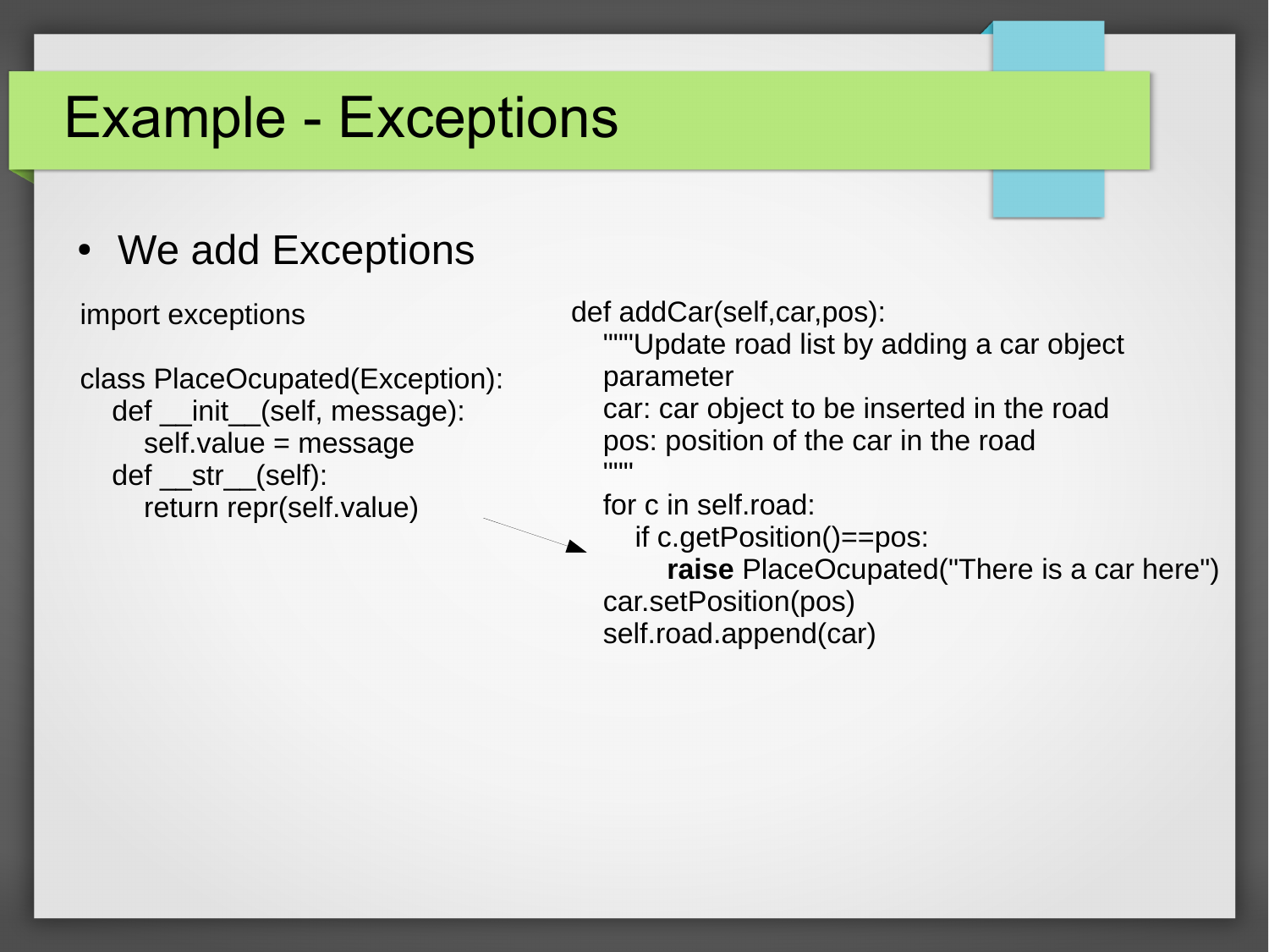# Example - Exceptions

- We add Exceptions

```
import exceptions

class PlaceOcupated(Exception):
    def __init__(self, message):
        self.value = message
    def __str__(self):
        return repr(self.value)
```

```
def addCar(self,car,pos):
    """Update road list by adding a car object
    parameter
    car: car object to be inserted in the road
    pos: position of the car in the road
    """
    for c in self.road:
        if c.getPosition()==pos:
            raise PlaceOcupated("There is a car here")
    car.setPosition(pos)
    self.road.append(car)
```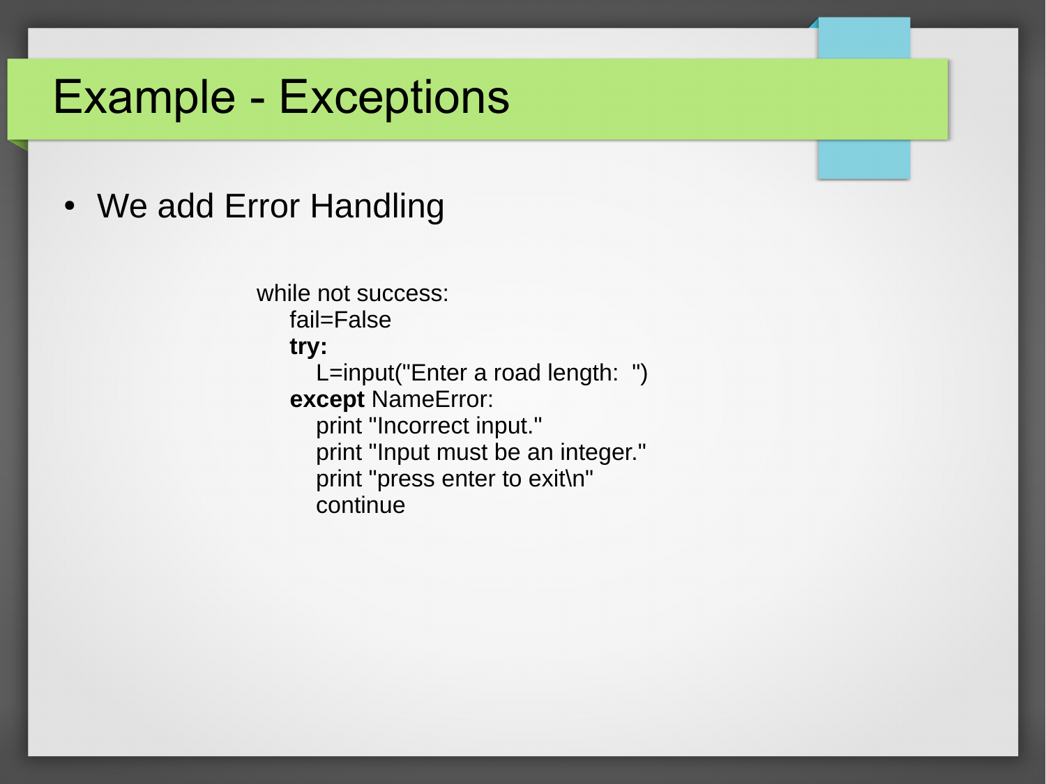# Example - Exceptions

- We add Error Handling

```
while not success:
    fail=False
    try:
        L=input("Enter a road length:  ")
    except NameError:
        print "Incorrect input."
        print "Input must be an integer."
        print "press enter to exit\n"
        continue
```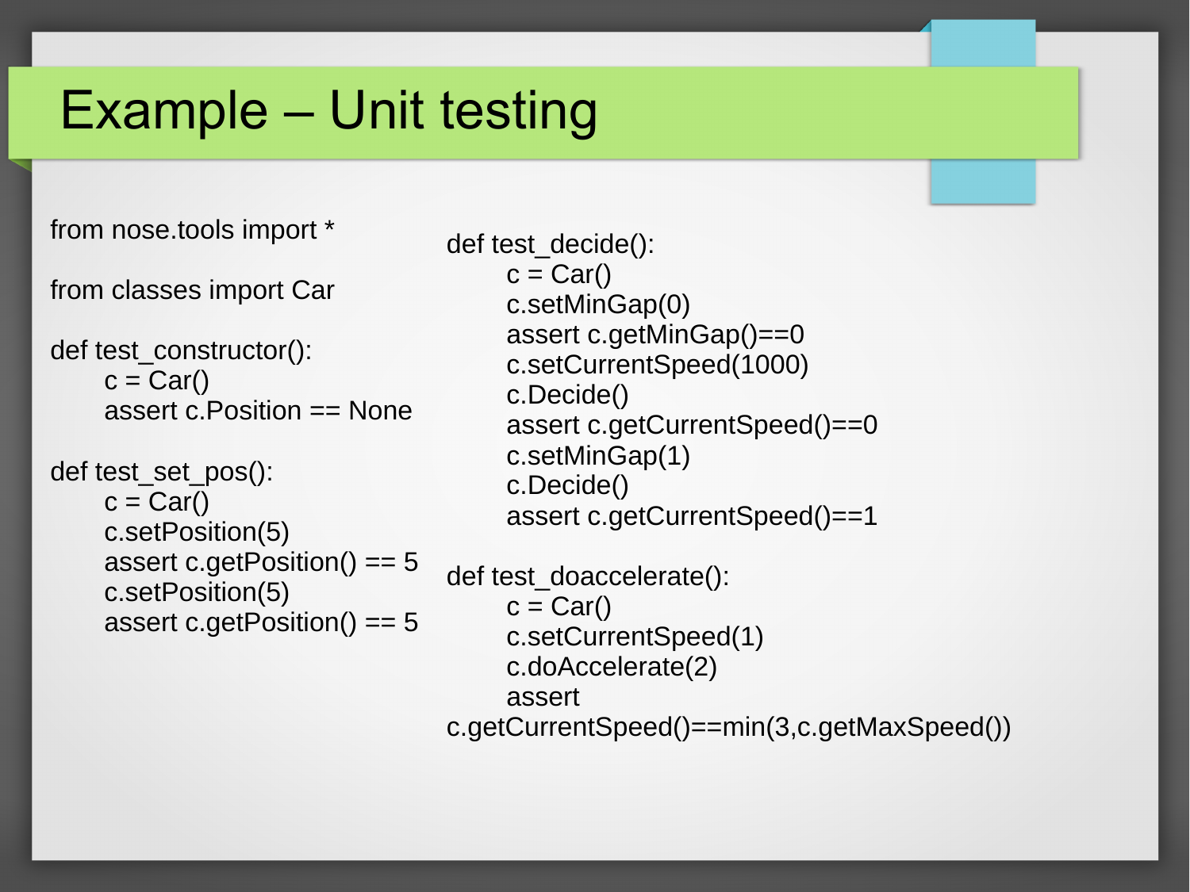# Example – Unit testing

```python
from nose.tools import *

from classes import Car

def test_constructor():
    c = Car()
    assert c.Position == None

def test_set_pos():
    c = Car()
    c.setPosition(5)
    assert c.getPosition() == 5
    c.setPosition(5)
    assert c.getPosition() == 5
```

```python
def test_decide():
    c = Car()
    c.setMinGap(0)
    assert c.getMinGap()==0
    c.setCurrentSpeed(1000)
    c.Decide()
    assert c.getCurrentSpeed()==0
    c.setMinGap(1)
    c.Decide()
    assert c.getCurrentSpeed()==1

def test_doaccelerate():
    c = Car()
    c.setCurrentSpeed(1)
    c.doAccelerate(2)
    assert
c.getCurrentSpeed()==min(3,c.getMaxSpeed())
```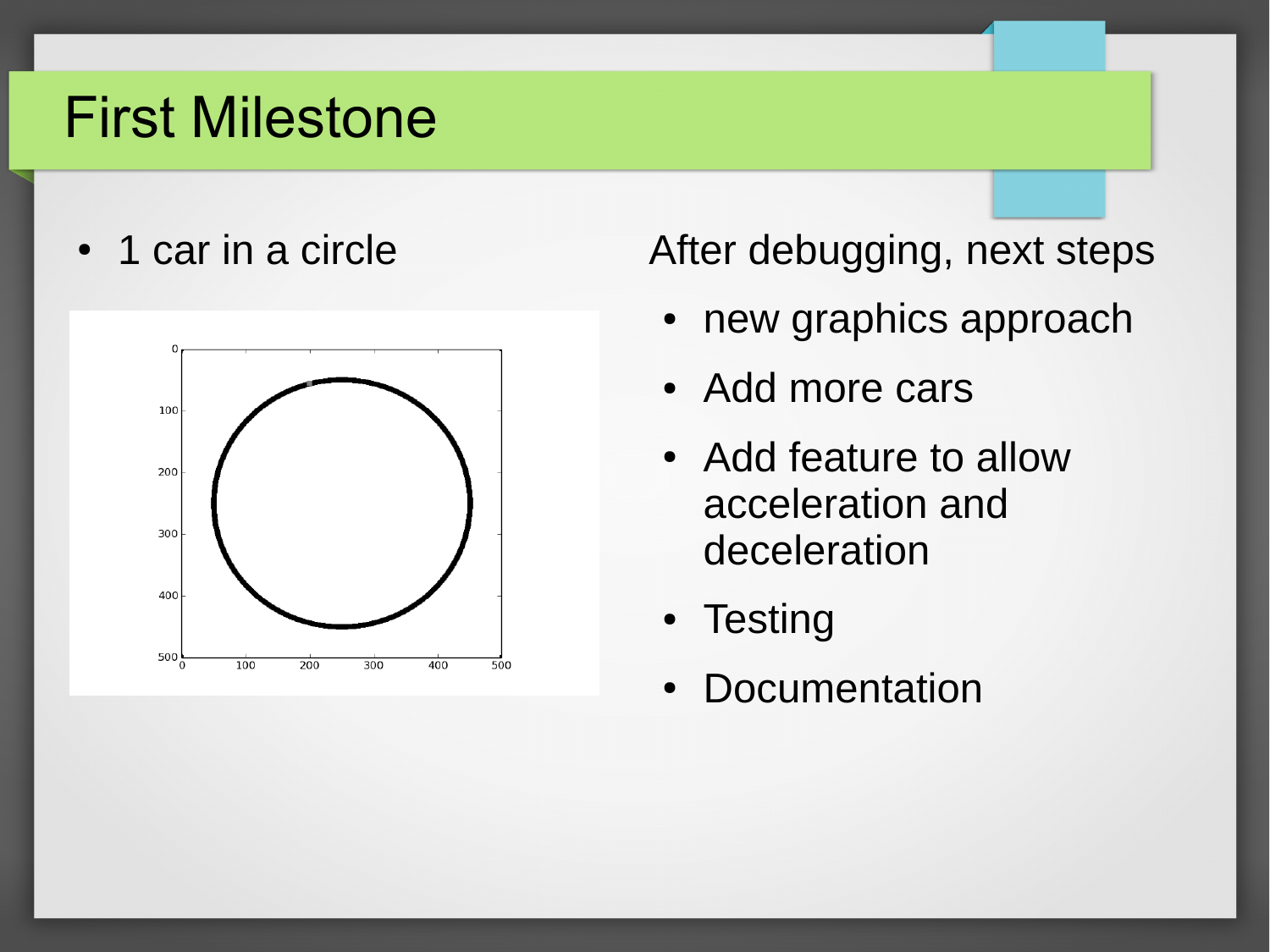# First Milestone

- 1 car in a circle

After debugging, next steps

- new graphics approach
- Add more cars
- Add feature to allow acceleration and deceleration
- Testing
- Documentation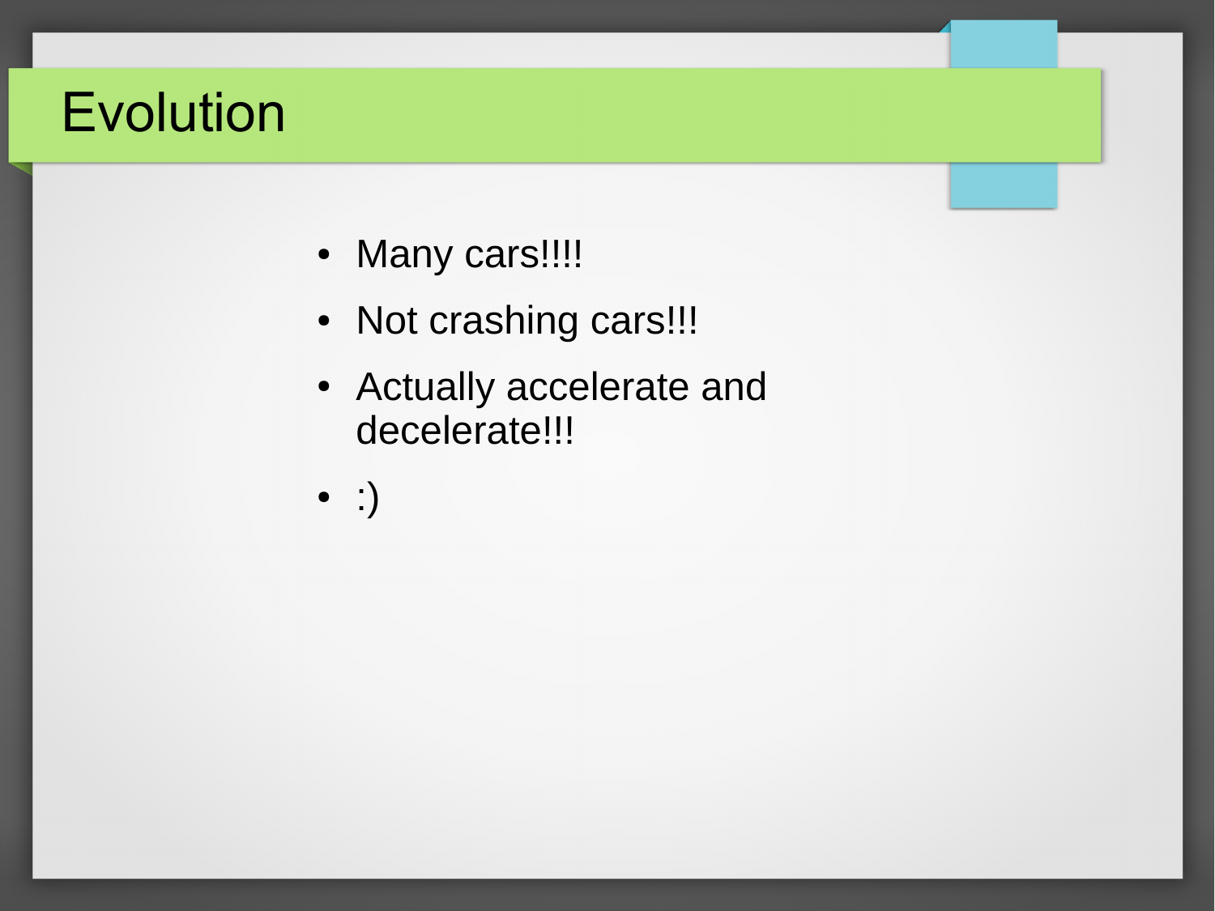# Evolution

- Many cars!!!!
- Not crashing cars!!!
- Actually accelerate and decelerate!!!
- :)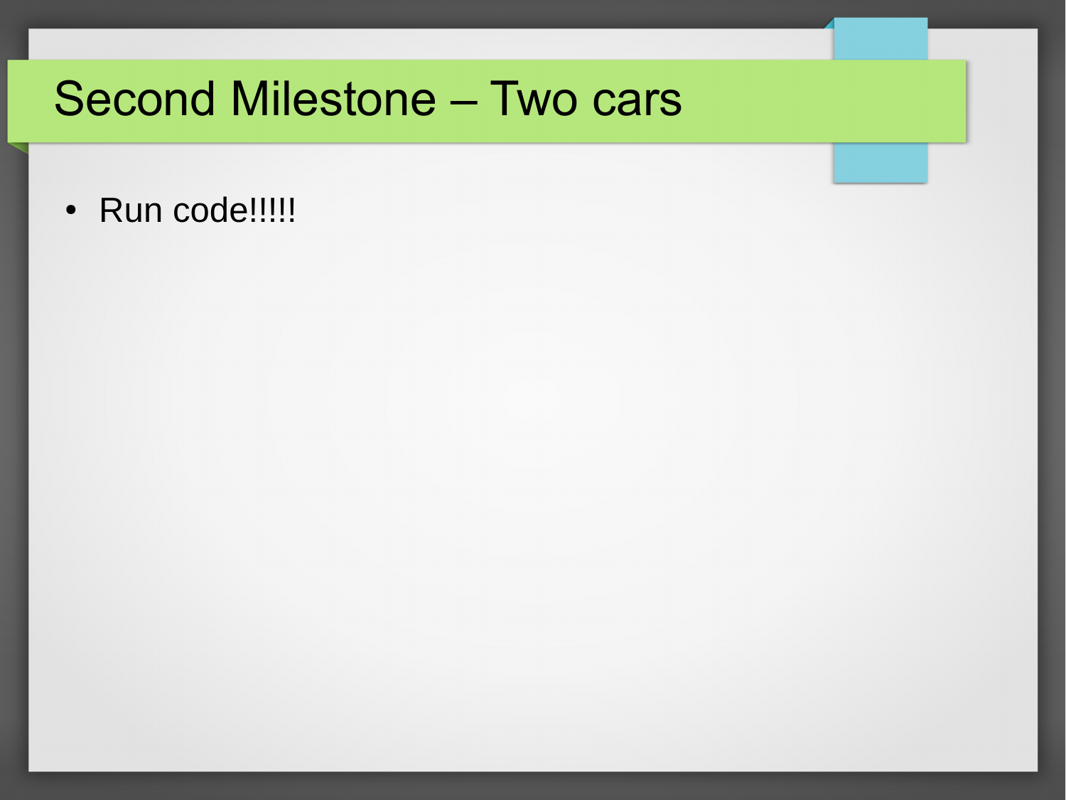# Second Milestone – Two cars

- Run code!!!!!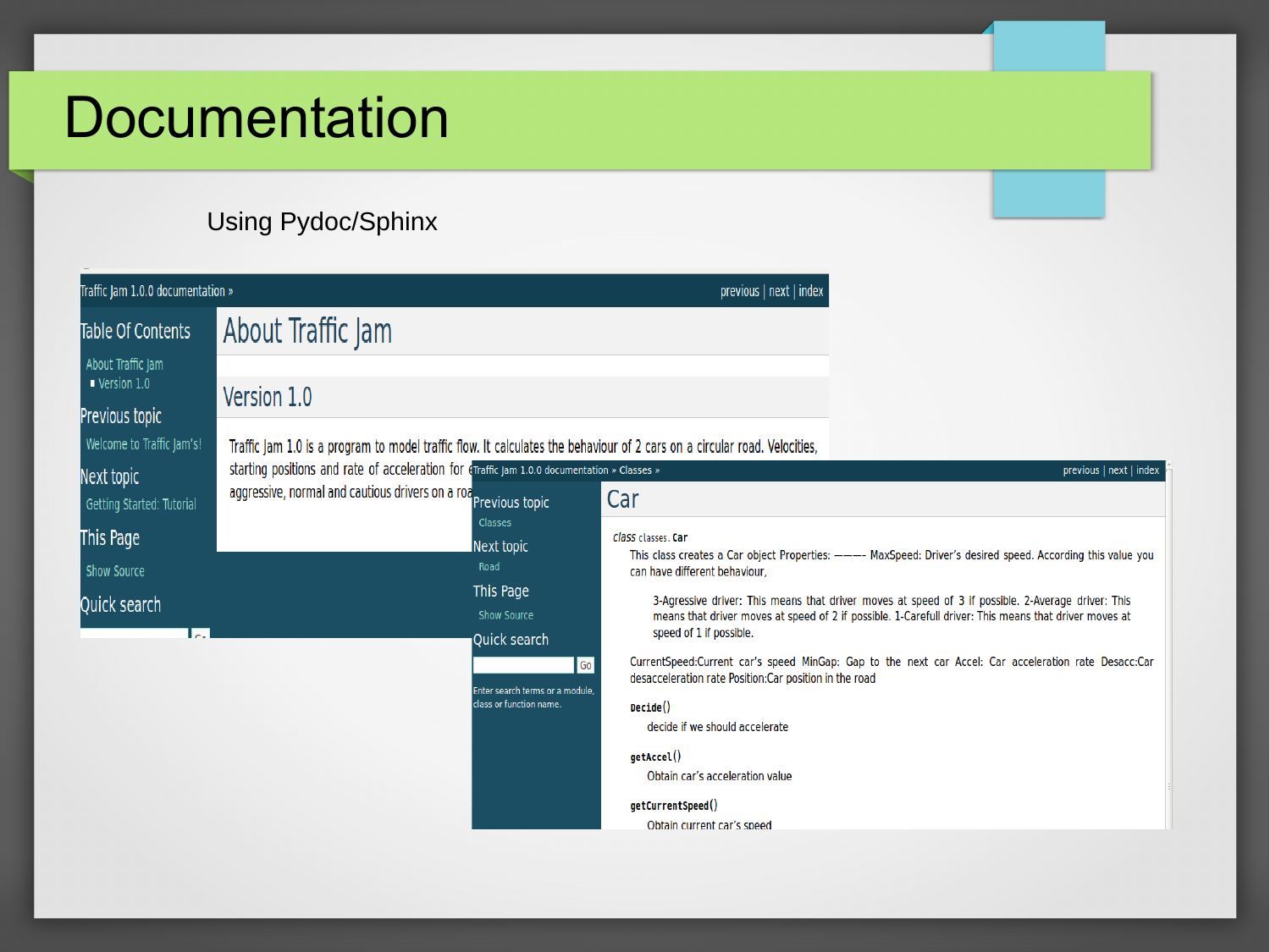# Documentation

Using Pydoc/Sphinx

Traffic Jam 1.0.0 documentation »

previous | next | index

**Table Of Contents**

- About Traffic Jam
  - Version 1.0

**Previous topic**

Welcome to Traffic Jam's!

**Next topic**

Getting Started: Tutorial

**This Page**

Show Source

**Quick search**

## About Traffic Jam

### Version 1.0

Traffic Jam 1.0 is a program to model traffic flow. It calculates the behaviour of 2 cars on a circular road. Velocities, starting positions and rate of acceleration for e... aggressive, normal and cautious drivers on a roa...

Traffic Jam 1.0.0 documentation » Classes »

previous | next | index

**Previous topic**

Classes

**Next topic**

Road

**This Page**

Show Source

**Quick search**

Go

Enter search terms or a module, class or function name.

## Car

*class* classes.**Car**

This class creates a Car object Properties: ——– MaxSpeed: Driver's desired speed. According this value you can have different behaviour,

> 3-Agressive driver: This means that driver moves at speed of 3 if possible. 2-Average driver: This means that driver moves at speed of 2 if possible. 1-Carefull driver: This means that driver moves at speed of 1 if possible.

CurrentSpeed:Current car's speed MinGap: Gap to the next car Accel: Car acceleration rate Desacc:Car desacceleration rate Position:Car position in the road

`Decide()`
decide if we should accelerate

`getAccel()`
Obtain car's acceleration value

`getCurrentSpeed()`
Obtain current car's speed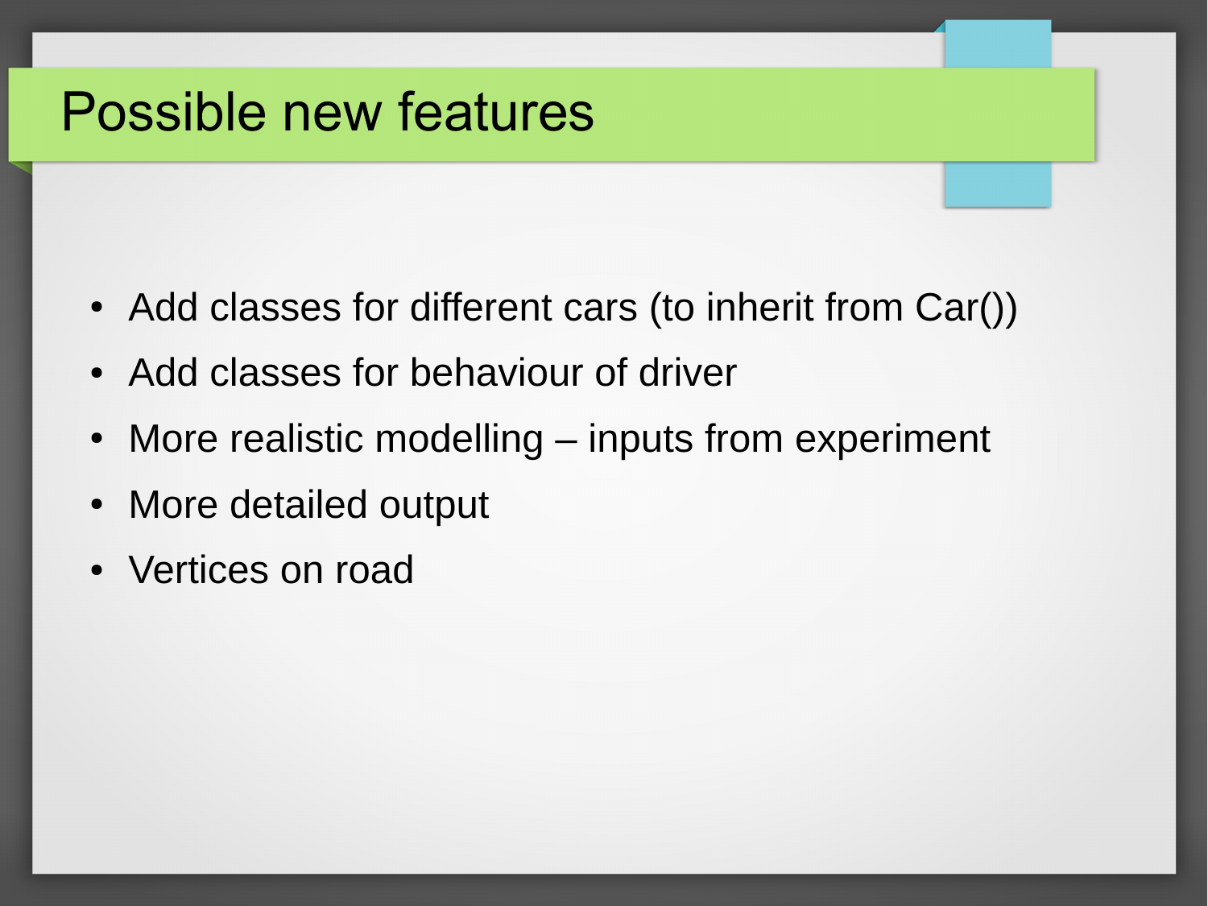# Possible new features

- Add classes for different cars (to inherit from Car())
- Add classes for behaviour of driver
- More realistic modelling – inputs from experiment
- More detailed output
- Vertices on road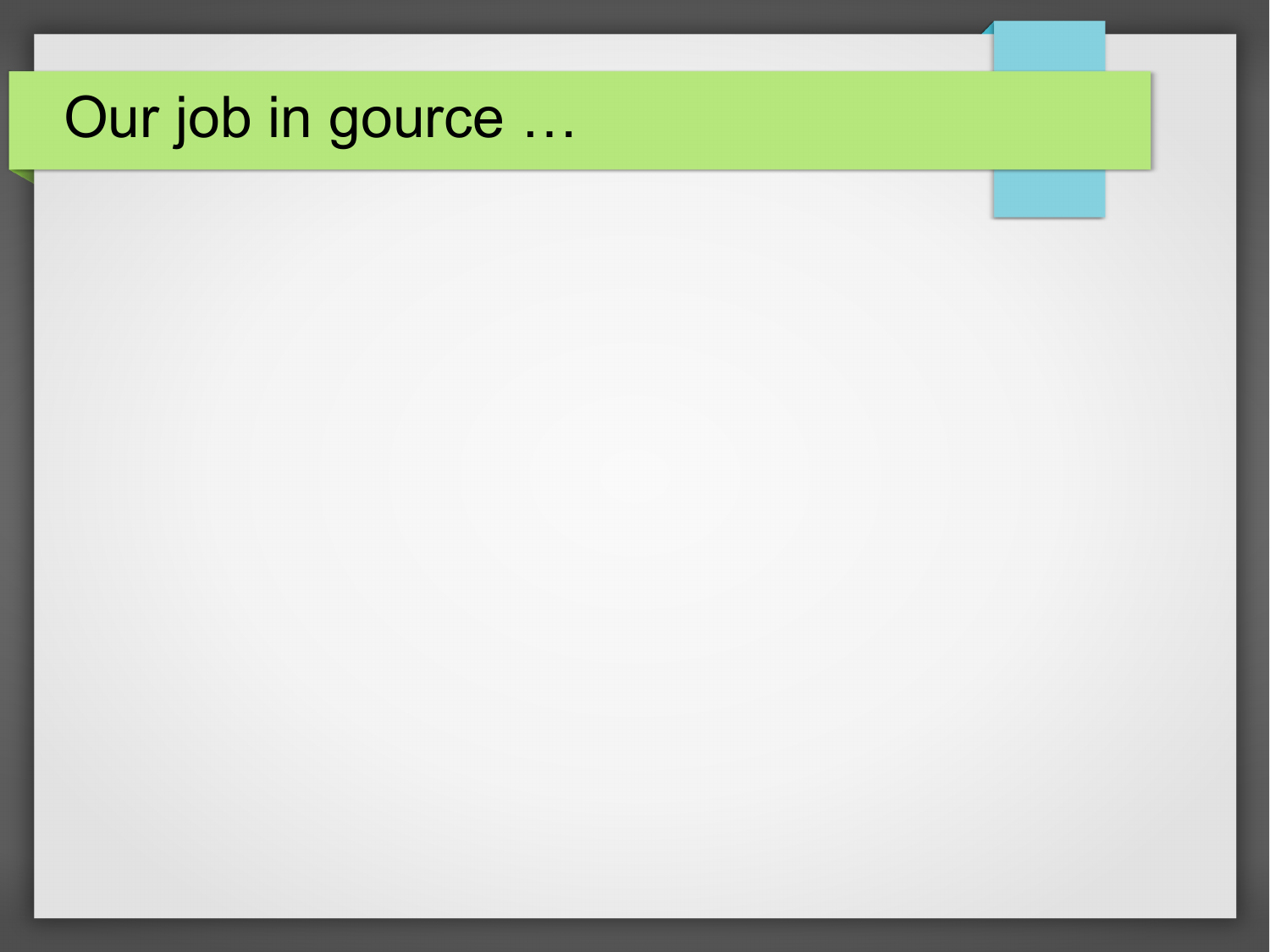# Our job in gource …